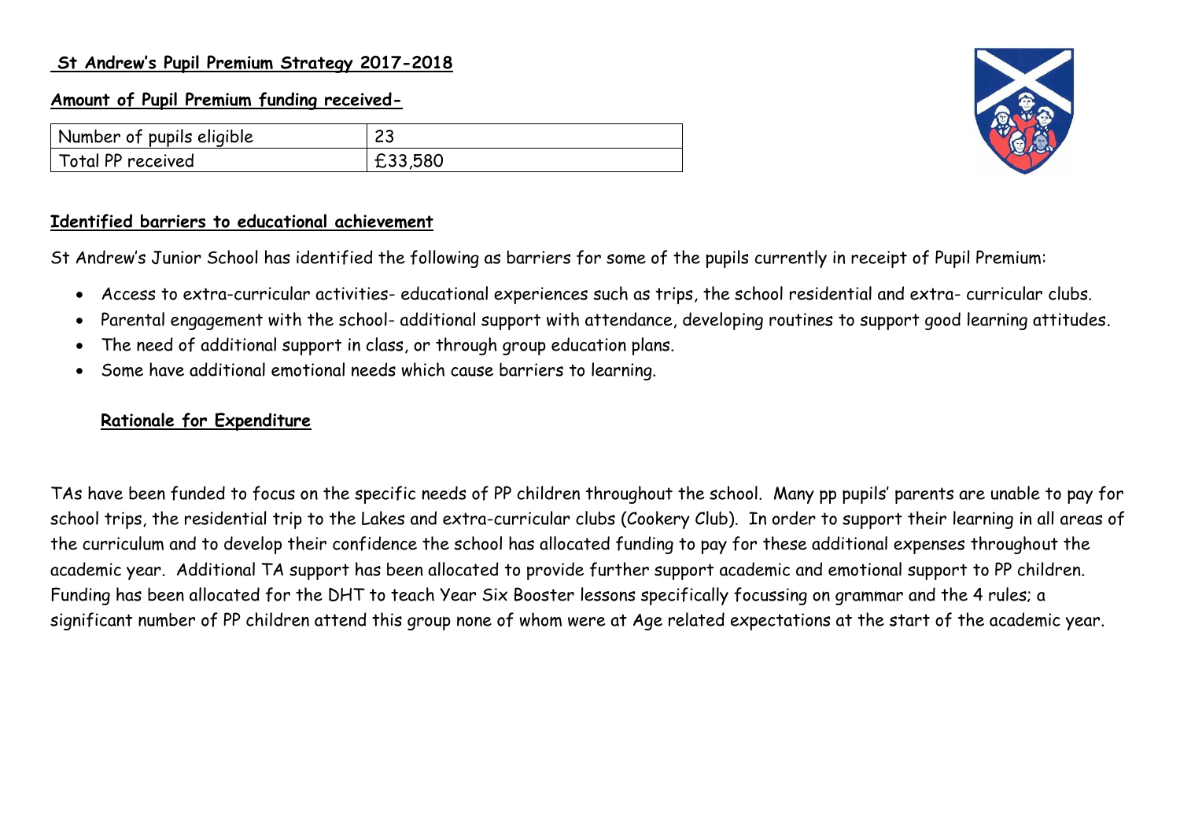# St Andrew's Pupil Premium Strategy 2017-2018

## Amount of Pupil Premium funding received-

| Number of pupils eligible | 23 |
| --- | --- |
| Total PP received | £33,580 |

## Identified barriers to educational achievement

St Andrew's Junior School has identified the following as barriers for some of the pupils currently in receipt of Pupil Premium:

- Access to extra-curricular activities- educational experiences such as trips, the school residential and extra- curricular clubs.
- Parental engagement with the school- additional support with attendance, developing routines to support good learning attitudes.
- The need of additional support in class, or through group education plans.
- Some have additional emotional needs which cause barriers to learning.

## Rationale for Expenditure

TAs have been funded to focus on the specific needs of PP children throughout the school. Many pp pupils' parents are unable to pay for school trips, the residential trip to the Lakes and extra-curricular clubs (Cookery Club). In order to support their learning in all areas of the curriculum and to develop their confidence the school has allocated funding to pay for these additional expenses throughout the academic year. Additional TA support has been allocated to provide further support academic and emotional support to PP children. Funding has been allocated for the DHT to teach Year Six Booster lessons specifically focussing on grammar and the 4 rules; a significant number of PP children attend this group none of whom were at Age related expectations at the start of the academic year.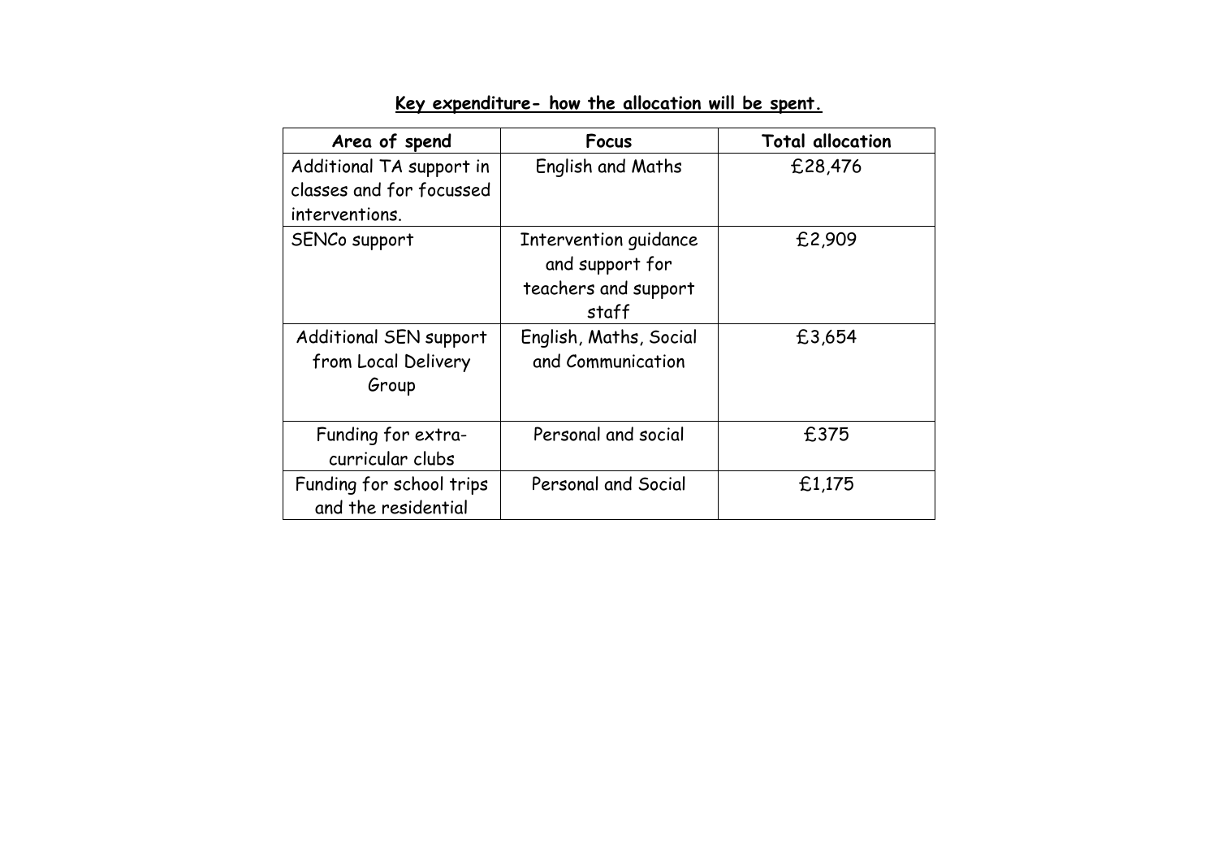**Key expenditure- how the allocation will be spent.**

| Area of spend | Focus | Total allocation |
| --- | --- | --- |
| Additional TA support in classes and for focussed interventions. | English and Maths | £28,476 |
| SENCo support | Intervention guidance and support for teachers and support staff | £2,909 |
| Additional SEN support from Local Delivery Group | English, Maths, Social and Communication | £3,654 |
| Funding for extra-curricular clubs | Personal and social | £375 |
| Funding for school trips and the residential | Personal and Social | £1,175 |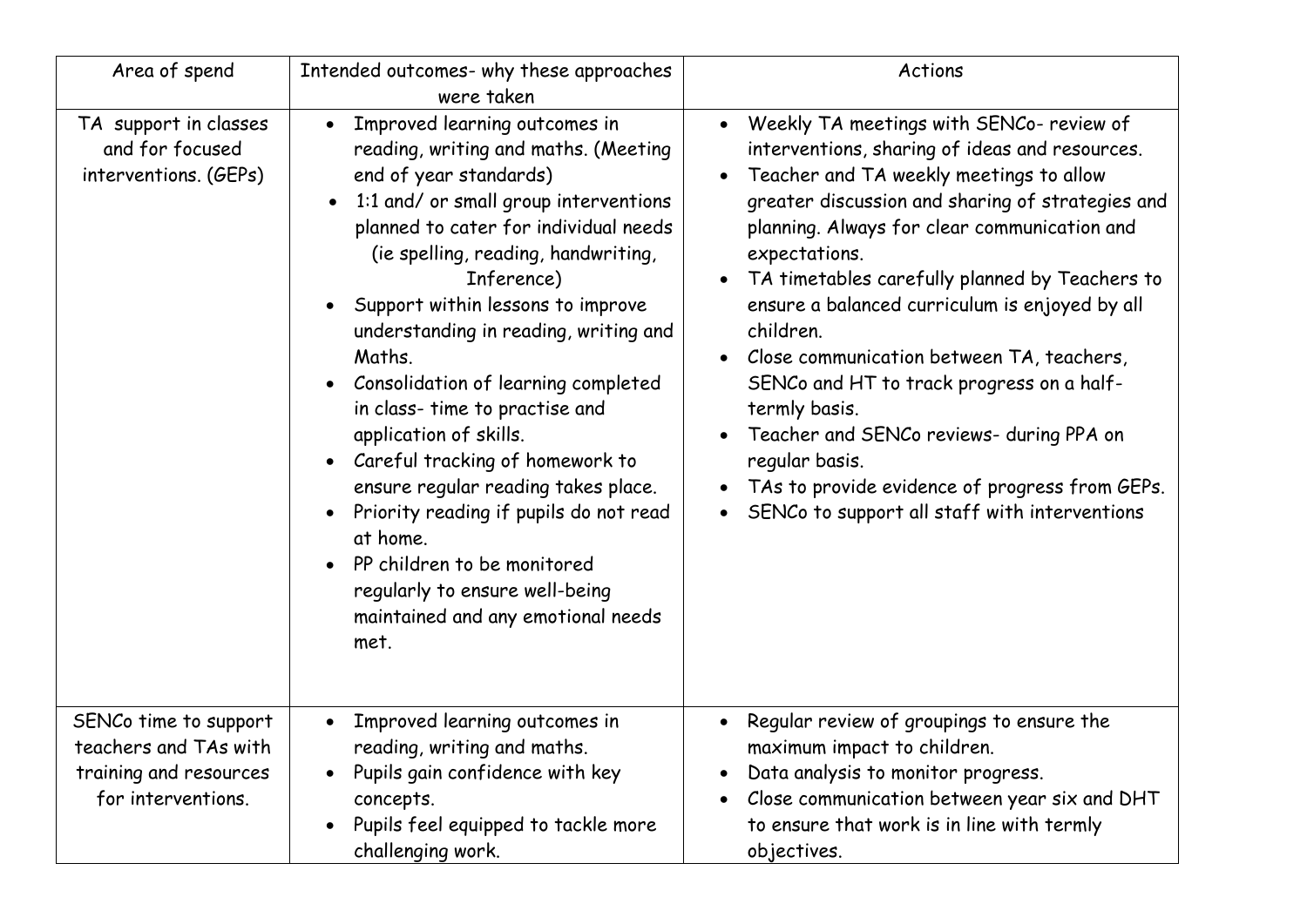| Area of spend | Intended outcomes- why these approaches were taken | Actions |
| --- | --- | --- |
| TA support in classes and for focused interventions. (GEPs) | • Improved learning outcomes in reading, writing and maths. (Meeting end of year standards)<br>• 1:1 and/ or small group interventions planned to cater for individual needs (ie spelling, reading, handwriting, Inference)<br>• Support within lessons to improve understanding in reading, writing and Maths.<br>• Consolidation of learning completed in class- time to practise and application of skills.<br>• Careful tracking of homework to ensure regular reading takes place.<br>• Priority reading if pupils do not read at home.<br>• PP children to be monitored regularly to ensure well-being maintained and any emotional needs met. | • Weekly TA meetings with SENCo- review of interventions, sharing of ideas and resources.<br>• Teacher and TA weekly meetings to allow greater discussion and sharing of strategies and planning. Always for clear communication and expectations.<br>• TA timetables carefully planned by Teachers to ensure a balanced curriculum is enjoyed by all children.<br>• Close communication between TA, teachers, SENCo and HT to track progress on a half-termly basis.<br>• Teacher and SENCo reviews- during PPA on regular basis.<br>• TAs to provide evidence of progress from GEPs.<br>• SENCo to support all staff with interventions |
| SENCo time to support teachers and TAs with training and resources for interventions. | • Improved learning outcomes in reading, writing and maths.<br>• Pupils gain confidence with key concepts.<br>• Pupils feel equipped to tackle more challenging work. | • Regular review of groupings to ensure the maximum impact to children.<br>• Data analysis to monitor progress.<br>• Close communication between year six and DHT to ensure that work is in line with termly objectives. |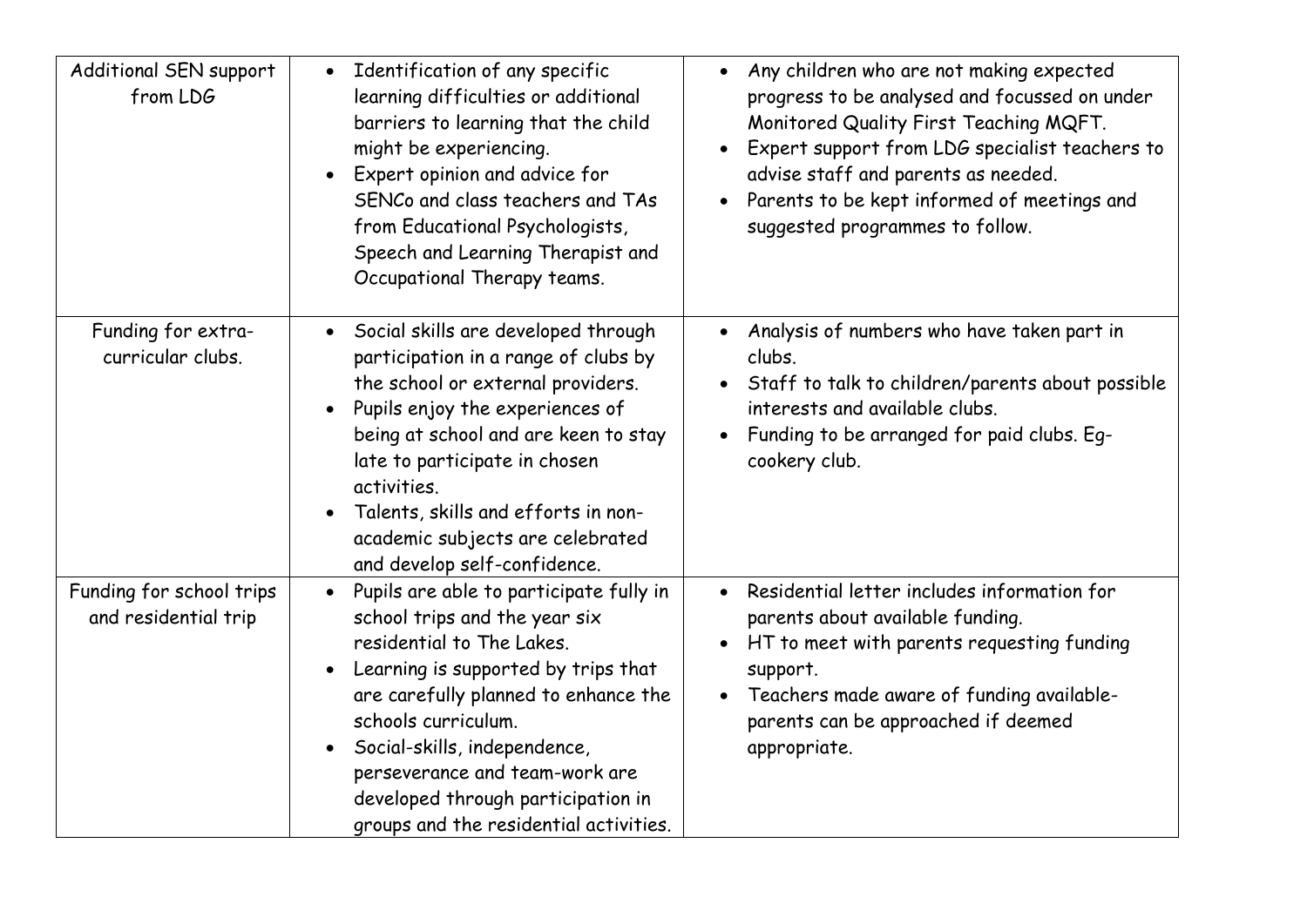| | | |
|---|---|---|
| Additional SEN support from LDG | • Identification of any specific learning difficulties or additional barriers to learning that the child might be experiencing.<br>• Expert opinion and advice for SENCo and class teachers and TAs from Educational Psychologists, Speech and Learning Therapist and Occupational Therapy teams. | • Any children who are not making expected progress to be analysed and focussed on under Monitored Quality First Teaching MQFT.<br>• Expert support from LDG specialist teachers to advise staff and parents as needed.<br>• Parents to be kept informed of meetings and suggested programmes to follow. |
| Funding for extra-curricular clubs. | • Social skills are developed through participation in a range of clubs by the school or external providers.<br>• Pupils enjoy the experiences of being at school and are keen to stay late to participate in chosen activities.<br>• Talents, skills and efforts in non-academic subjects are celebrated and develop self-confidence. | • Analysis of numbers who have taken part in clubs.<br>• Staff to talk to children/parents about possible interests and available clubs.<br>• Funding to be arranged for paid clubs. Eg- cookery club. |
| Funding for school trips and residential trip | • Pupils are able to participate fully in school trips and the year six residential to The Lakes.<br>• Learning is supported by trips that are carefully planned to enhance the schools curriculum.<br>• Social-skills, independence, perseverance and team-work are developed through participation in groups and the residential activities. | • Residential letter includes information for parents about available funding.<br>• HT to meet with parents requesting funding support.<br>• Teachers made aware of funding available- parents can be approached if deemed appropriate. |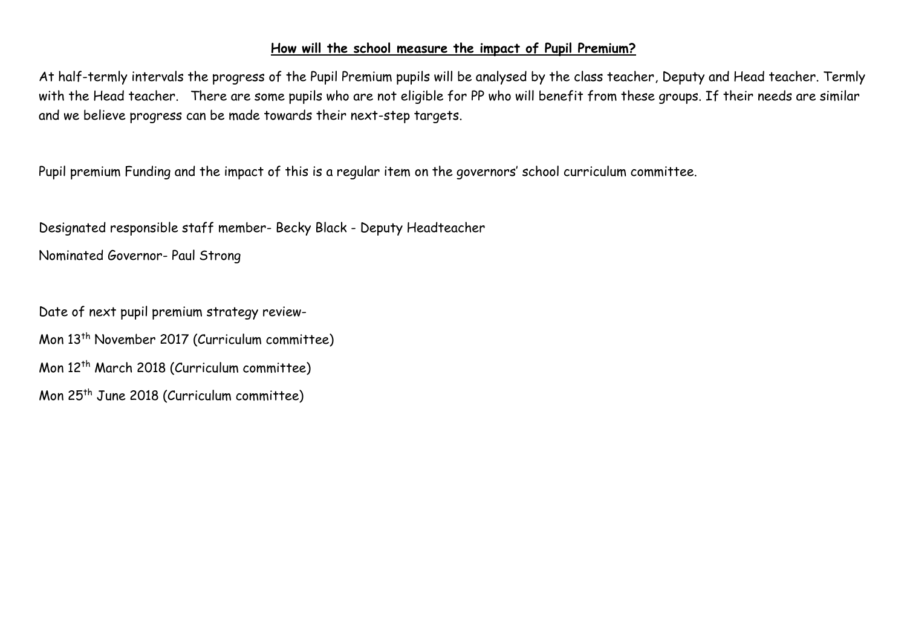**How will the school measure the impact of Pupil Premium?**

At half-termly intervals the progress of the Pupil Premium pupils will be analysed by the class teacher, Deputy and Head teacher. Termly with the Head teacher. There are some pupils who are not eligible for PP who will benefit from these groups. If their needs are similar and we believe progress can be made towards their next-step targets.

Pupil premium Funding and the impact of this is a regular item on the governors' school curriculum committee.

Designated responsible staff member- Becky Black - Deputy Headteacher

Nominated Governor- Paul Strong

Date of next pupil premium strategy review-

Mon 13th November 2017 (Curriculum committee)

Mon 12th March 2018 (Curriculum committee)

Mon 25th June 2018 (Curriculum committee)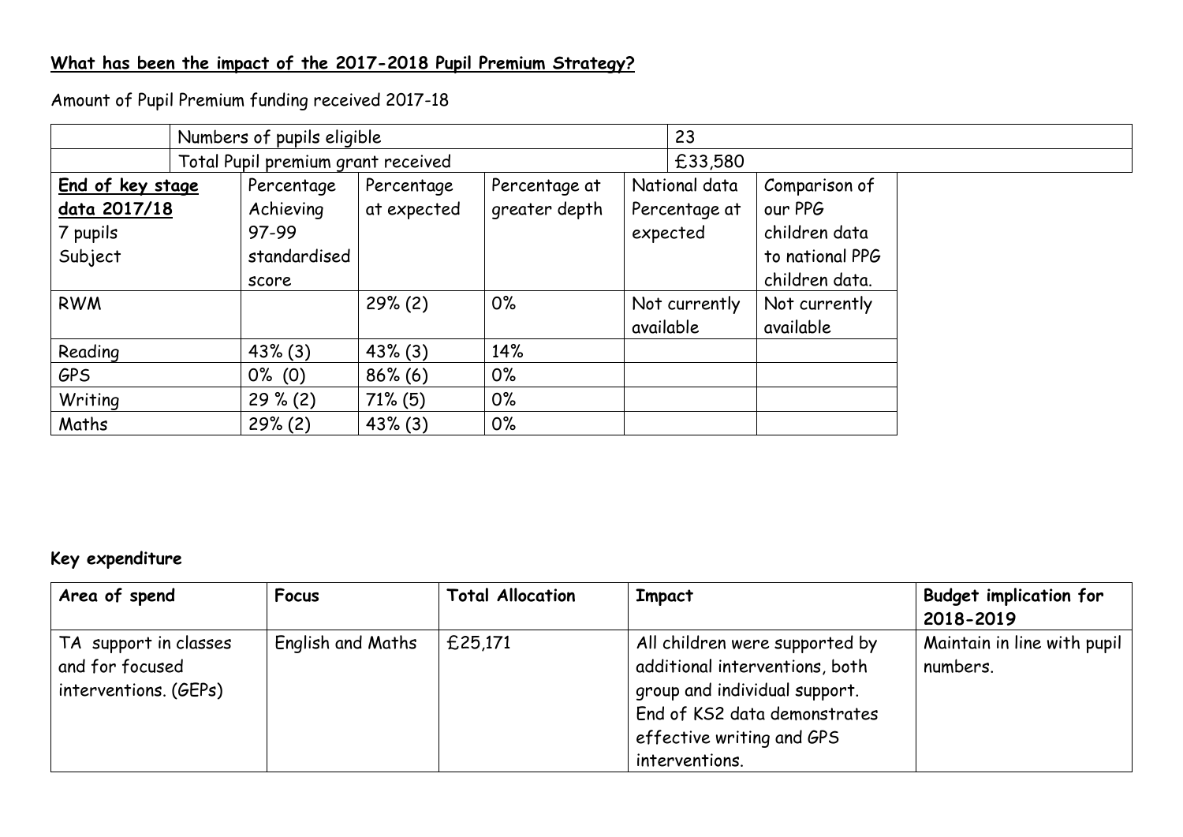**<u>What has been the impact of the 2017-2018 Pupil Premium Strategy?</u>**

Amount of Pupil Premium funding received 2017-18

| | |
|---|---|
| Numbers of pupils eligible | 23 |
| Total Pupil premium grant received | £33,580 |

| **<u>End of key stage data 2017/18</u>** 7 pupils Subject | Percentage Achieving 97-99 standardised score | Percentage at expected | Percentage at greater depth | National data Percentage at expected | Comparison of our PPG children data to national PPG children data. |
|---|---|---|---|---|---|
| RWM | | 29% (2) | 0% | Not currently available | Not currently available |
| Reading | 43% (3) | 43% (3) | 14% | | |
| GPS | 0% (0) | 86% (6) | 0% | | |
| Writing | 29 % (2) | 71% (5) | 0% | | |
| Maths | 29% (2) | 43% (3) | 0% | | |

**Key expenditure**

| Area of spend | Focus | Total Allocation | Impact | Budget implication for 2018-2019 |
|---|---|---|---|---|
| TA support in classes and for focused interventions. (GEPs) | English and Maths | £25,171 | All children were supported by additional interventions, both group and individual support. End of KS2 data demonstrates effective writing and GPS interventions. | Maintain in line with pupil numbers. |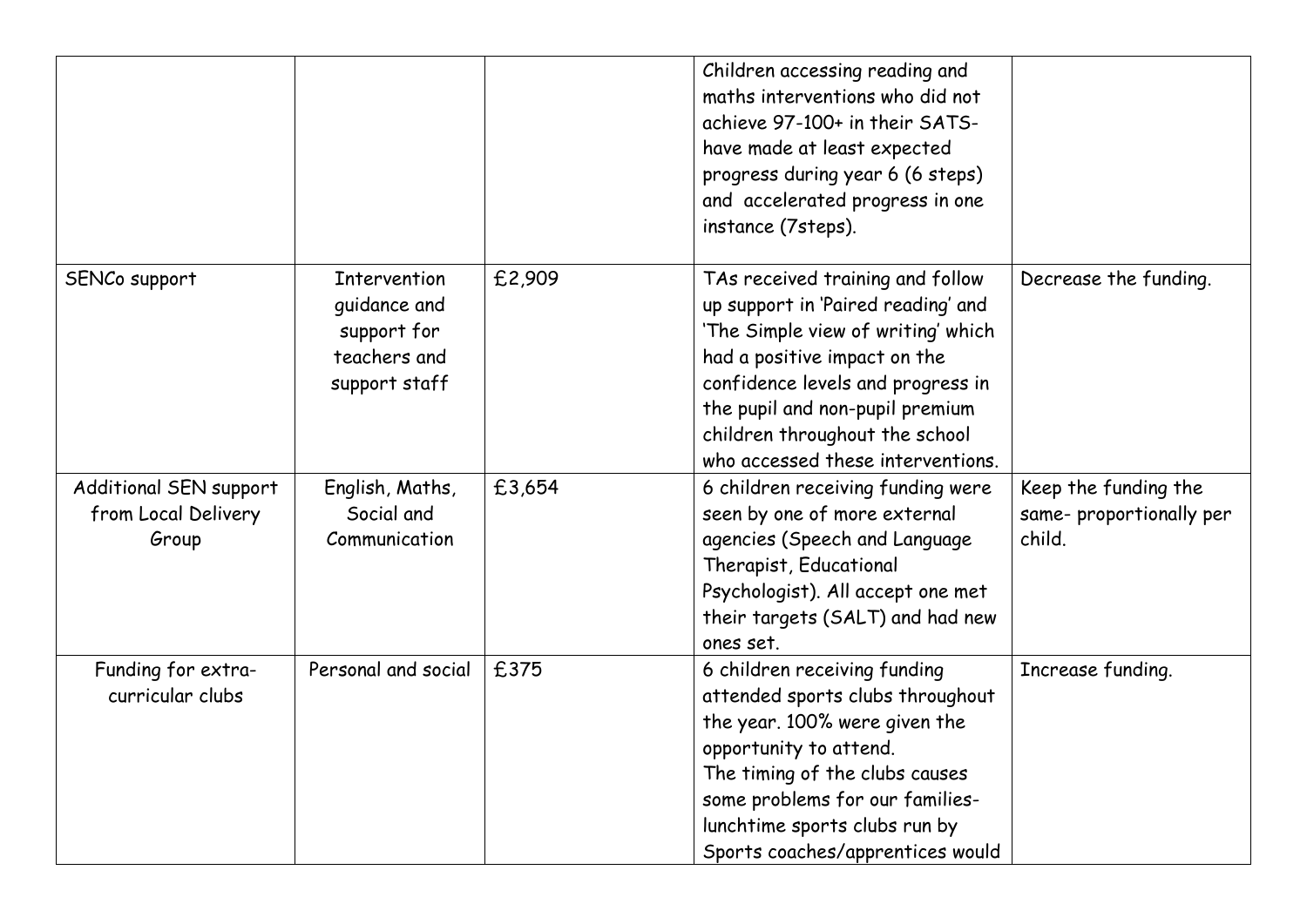| | | | | |
|---|---|---|---|---|
| | | | Children accessing reading and maths interventions who did not achieve 97-100+ in their SATS- have made at least expected progress during year 6 (6 steps) and accelerated progress in one instance (7steps). | |
| SENCo support | Intervention guidance and support for teachers and support staff | £2,909 | TAs received training and follow up support in 'Paired reading' and 'The Simple view of writing' which had a positive impact on the confidence levels and progress in the pupil and non-pupil premium children throughout the school who accessed these interventions. | Decrease the funding. |
| Additional SEN support from Local Delivery Group | English, Maths, Social and Communication | £3,654 | 6 children receiving funding were seen by one of more external agencies (Speech and Language Therapist, Educational Psychologist). All accept one met their targets (SALT) and had new ones set. | Keep the funding the same- proportionally per child. |
| Funding for extra-curricular clubs | Personal and social | £375 | 6 children receiving funding attended sports clubs throughout the year. 100% were given the opportunity to attend.<br>The timing of the clubs causes some problems for our families- lunchtime sports clubs run by Sports coaches/apprentices would | Increase funding. |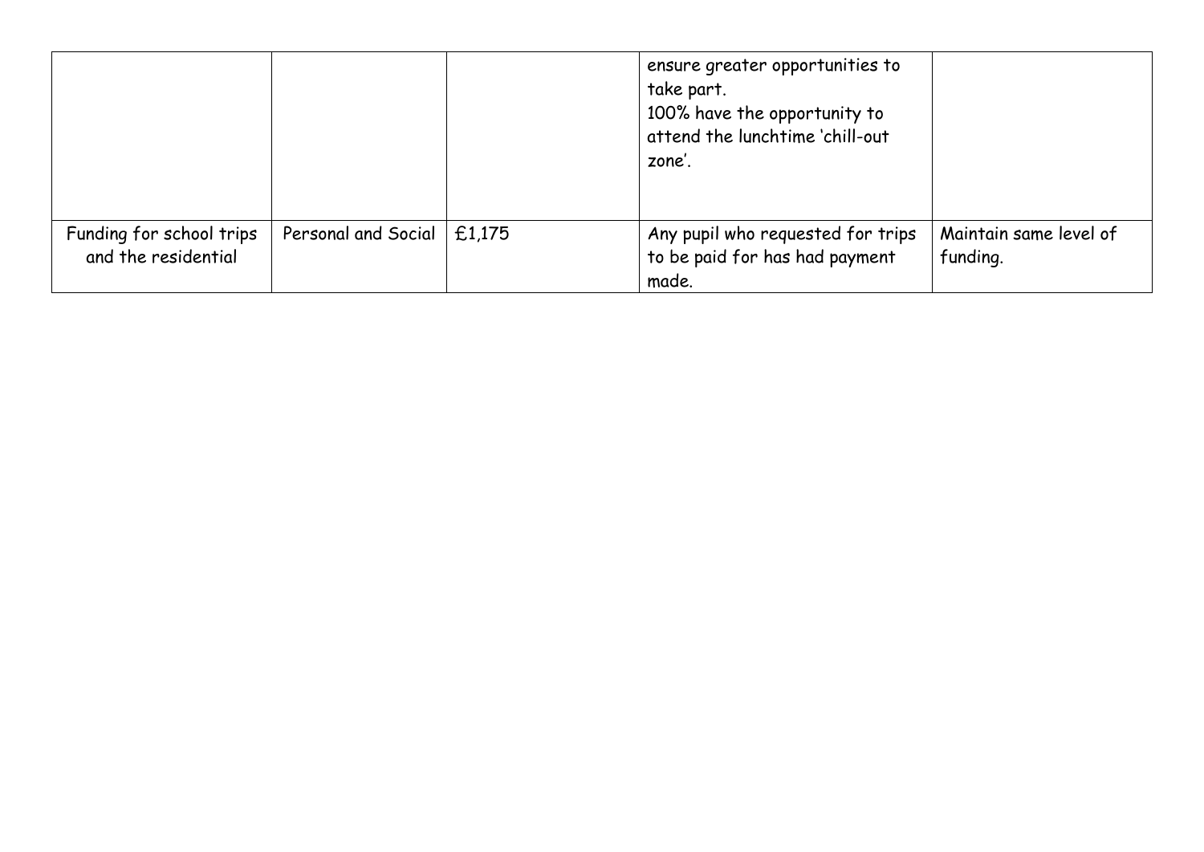| | | | | |
|---|---|---|---|---|
| | | | ensure greater opportunities to take part.<br>100% have the opportunity to attend the lunchtime 'chill-out zone'. | |
| Funding for school trips and the residential | Personal and Social | £1,175 | Any pupil who requested for trips to be paid for has had payment made. | Maintain same level of funding. |